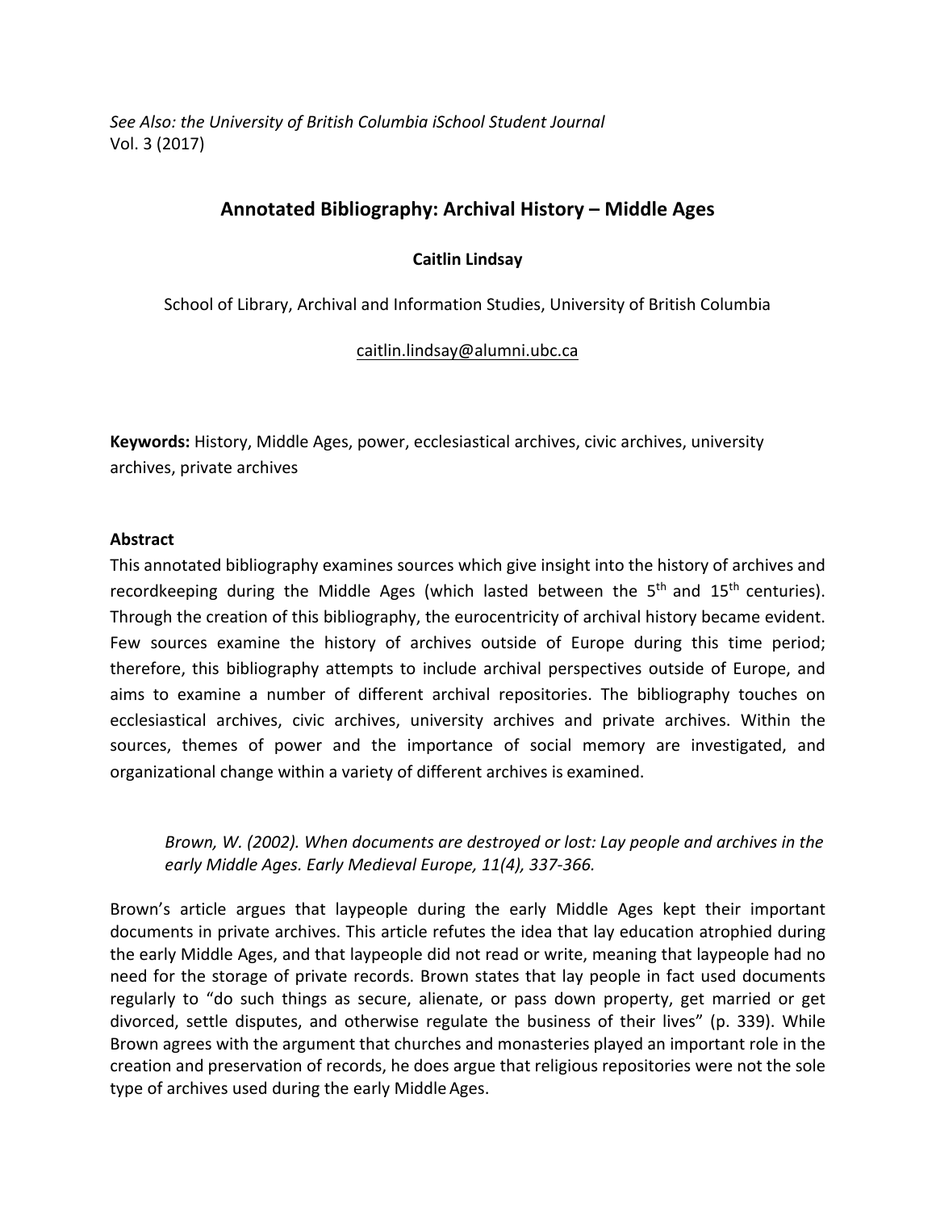*See Also: the University of British Columbia iSchool Student Journal*
Vol. 3 (2017)

# Annotated Bibliography: Archival History – Middle Ages

**Caitlin Lindsay**

School of Library, Archival and Information Studies, University of British Columbia

caitlin.lindsay@alumni.ubc.ca

**Keywords:** History, Middle Ages, power, ecclesiastical archives, civic archives, university archives, private archives

## Abstract

This annotated bibliography examines sources which give insight into the history of archives and recordkeeping during the Middle Ages (which lasted between the 5th and 15th centuries). Through the creation of this bibliography, the eurocentricity of archival history became evident. Few sources examine the history of archives outside of Europe during this time period; therefore, this bibliography attempts to include archival perspectives outside of Europe, and aims to examine a number of different archival repositories. The bibliography touches on ecclesiastical archives, civic archives, university archives and private archives. Within the sources, themes of power and the importance of social memory are investigated, and organizational change within a variety of different archives is examined.

> *Brown, W. (2002). When documents are destroyed or lost: Lay people and archives in the early Middle Ages. Early Medieval Europe, 11(4), 337-366.*

Brown's article argues that laypeople during the early Middle Ages kept their important documents in private archives. This article refutes the idea that lay education atrophied during the early Middle Ages, and that laypeople did not read or write, meaning that laypeople had no need for the storage of private records. Brown states that lay people in fact used documents regularly to "do such things as secure, alienate, or pass down property, get married or get divorced, settle disputes, and otherwise regulate the business of their lives" (p. 339). While Brown agrees with the argument that churches and monasteries played an important role in the creation and preservation of records, he does argue that religious repositories were not the sole type of archives used during the early Middle Ages.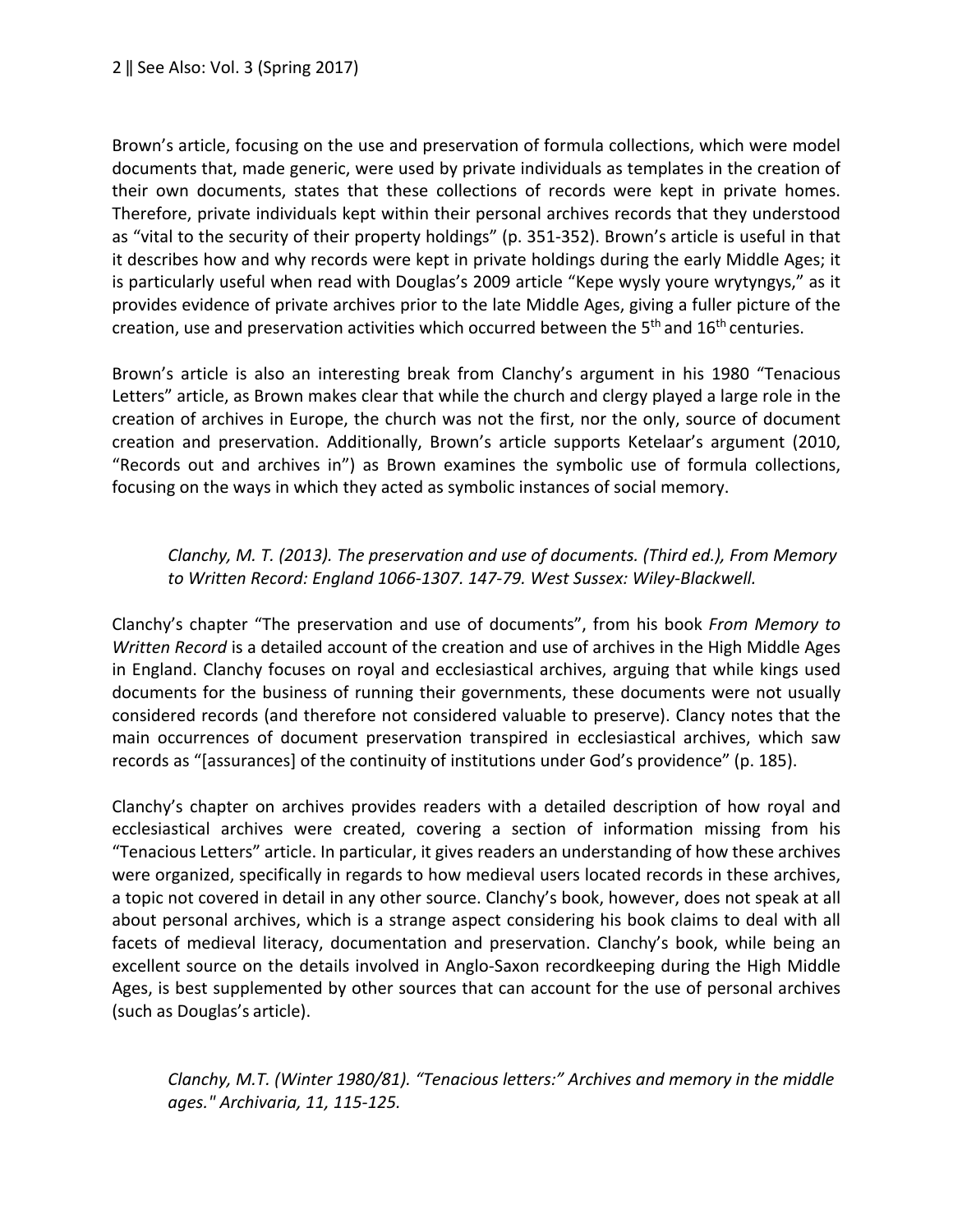Brown's article, focusing on the use and preservation of formula collections, which were model documents that, made generic, were used by private individuals as templates in the creation of their own documents, states that these collections of records were kept in private homes. Therefore, private individuals kept within their personal archives records that they understood as "vital to the security of their property holdings" (p. 351-352). Brown's article is useful in that it describes how and why records were kept in private holdings during the early Middle Ages; it is particularly useful when read with Douglas's 2009 article "Kepe wysly youre wrytyngys," as it provides evidence of private archives prior to the late Middle Ages, giving a fuller picture of the creation, use and preservation activities which occurred between the 5th and 16th centuries.

Brown's article is also an interesting break from Clanchy's argument in his 1980 "Tenacious Letters" article, as Brown makes clear that while the church and clergy played a large role in the creation of archives in Europe, the church was not the first, nor the only, source of document creation and preservation. Additionally, Brown's article supports Ketelaar's argument (2010, "Records out and archives in") as Brown examines the symbolic use of formula collections, focusing on the ways in which they acted as symbolic instances of social memory.

> *Clanchy, M. T. (2013). The preservation and use of documents. (Third ed.), From Memory to Written Record: England 1066-1307. 147-79. West Sussex: Wiley-Blackwell.*

Clanchy's chapter "The preservation and use of documents", from his book *From Memory to Written Record* is a detailed account of the creation and use of archives in the High Middle Ages in England. Clanchy focuses on royal and ecclesiastical archives, arguing that while kings used documents for the business of running their governments, these documents were not usually considered records (and therefore not considered valuable to preserve). Clancy notes that the main occurrences of document preservation transpired in ecclesiastical archives, which saw records as "[assurances] of the continuity of institutions under God's providence" (p. 185).

Clanchy's chapter on archives provides readers with a detailed description of how royal and ecclesiastical archives were created, covering a section of information missing from his "Tenacious Letters" article. In particular, it gives readers an understanding of how these archives were organized, specifically in regards to how medieval users located records in these archives, a topic not covered in detail in any other source. Clanchy's book, however, does not speak at all about personal archives, which is a strange aspect considering his book claims to deal with all facets of medieval literacy, documentation and preservation. Clanchy's book, while being an excellent source on the details involved in Anglo-Saxon recordkeeping during the High Middle Ages, is best supplemented by other sources that can account for the use of personal archives (such as Douglas's article).

> *Clanchy, M.T. (Winter 1980/81). "Tenacious letters:" Archives and memory in the middle ages." Archivaria, 11, 115-125.*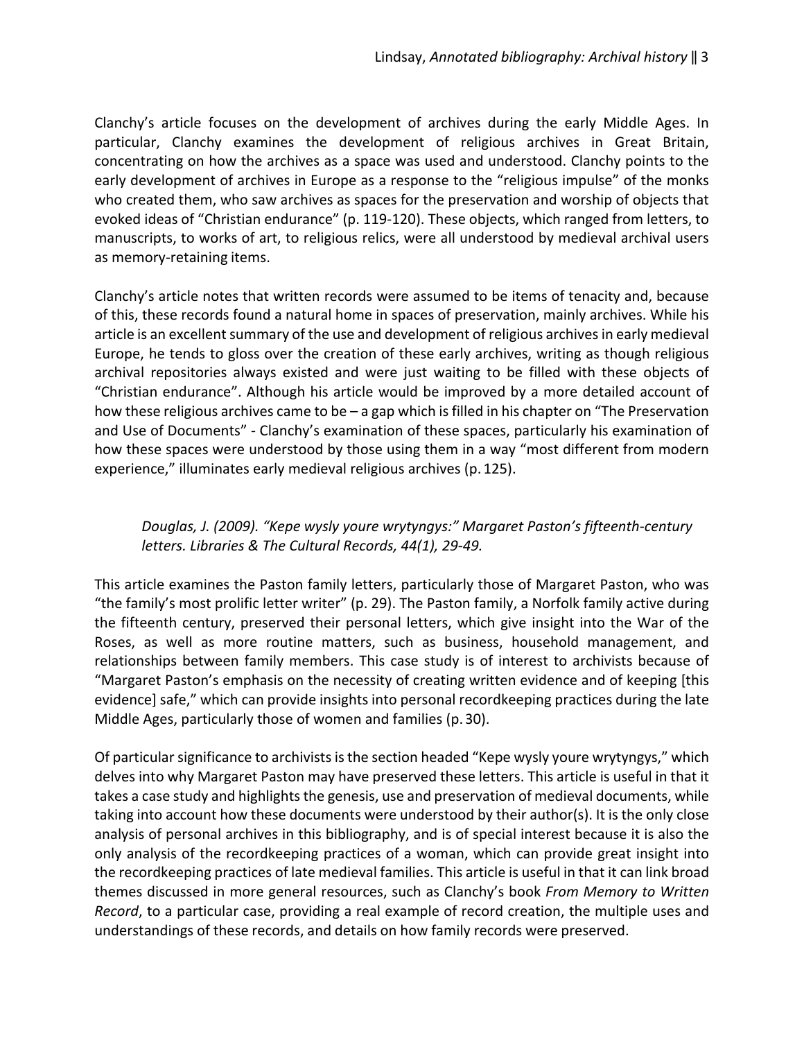Clanchy's article focuses on the development of archives during the early Middle Ages. In particular, Clanchy examines the development of religious archives in Great Britain, concentrating on how the archives as a space was used and understood. Clanchy points to the early development of archives in Europe as a response to the "religious impulse" of the monks who created them, who saw archives as spaces for the preservation and worship of objects that evoked ideas of "Christian endurance" (p. 119-120). These objects, which ranged from letters, to manuscripts, to works of art, to religious relics, were all understood by medieval archival users as memory-retaining items.

Clanchy's article notes that written records were assumed to be items of tenacity and, because of this, these records found a natural home in spaces of preservation, mainly archives. While his article is an excellent summary of the use and development of religious archives in early medieval Europe, he tends to gloss over the creation of these early archives, writing as though religious archival repositories always existed and were just waiting to be filled with these objects of "Christian endurance". Although his article would be improved by a more detailed account of how these religious archives came to be – a gap which is filled in his chapter on "The Preservation and Use of Documents" - Clanchy's examination of these spaces, particularly his examination of how these spaces were understood by those using them in a way "most different from modern experience," illuminates early medieval religious archives (p. 125).

> *Douglas, J. (2009). "Kepe wysly youre wrytyngys:" Margaret Paston's fifteenth-century letters. Libraries & The Cultural Records, 44(1), 29-49.*

This article examines the Paston family letters, particularly those of Margaret Paston, who was "the family's most prolific letter writer" (p. 29). The Paston family, a Norfolk family active during the fifteenth century, preserved their personal letters, which give insight into the War of the Roses, as well as more routine matters, such as business, household management, and relationships between family members. This case study is of interest to archivists because of "Margaret Paston's emphasis on the necessity of creating written evidence and of keeping [this evidence] safe," which can provide insights into personal recordkeeping practices during the late Middle Ages, particularly those of women and families (p. 30).

Of particular significance to archivists is the section headed "Kepe wysly youre wrytyngys," which delves into why Margaret Paston may have preserved these letters. This article is useful in that it takes a case study and highlights the genesis, use and preservation of medieval documents, while taking into account how these documents were understood by their author(s). It is the only close analysis of personal archives in this bibliography, and is of special interest because it is also the only analysis of the recordkeeping practices of a woman, which can provide great insight into the recordkeeping practices of late medieval families. This article is useful in that it can link broad themes discussed in more general resources, such as Clanchy's book *From Memory to Written Record*, to a particular case, providing a real example of record creation, the multiple uses and understandings of these records, and details on how family records were preserved.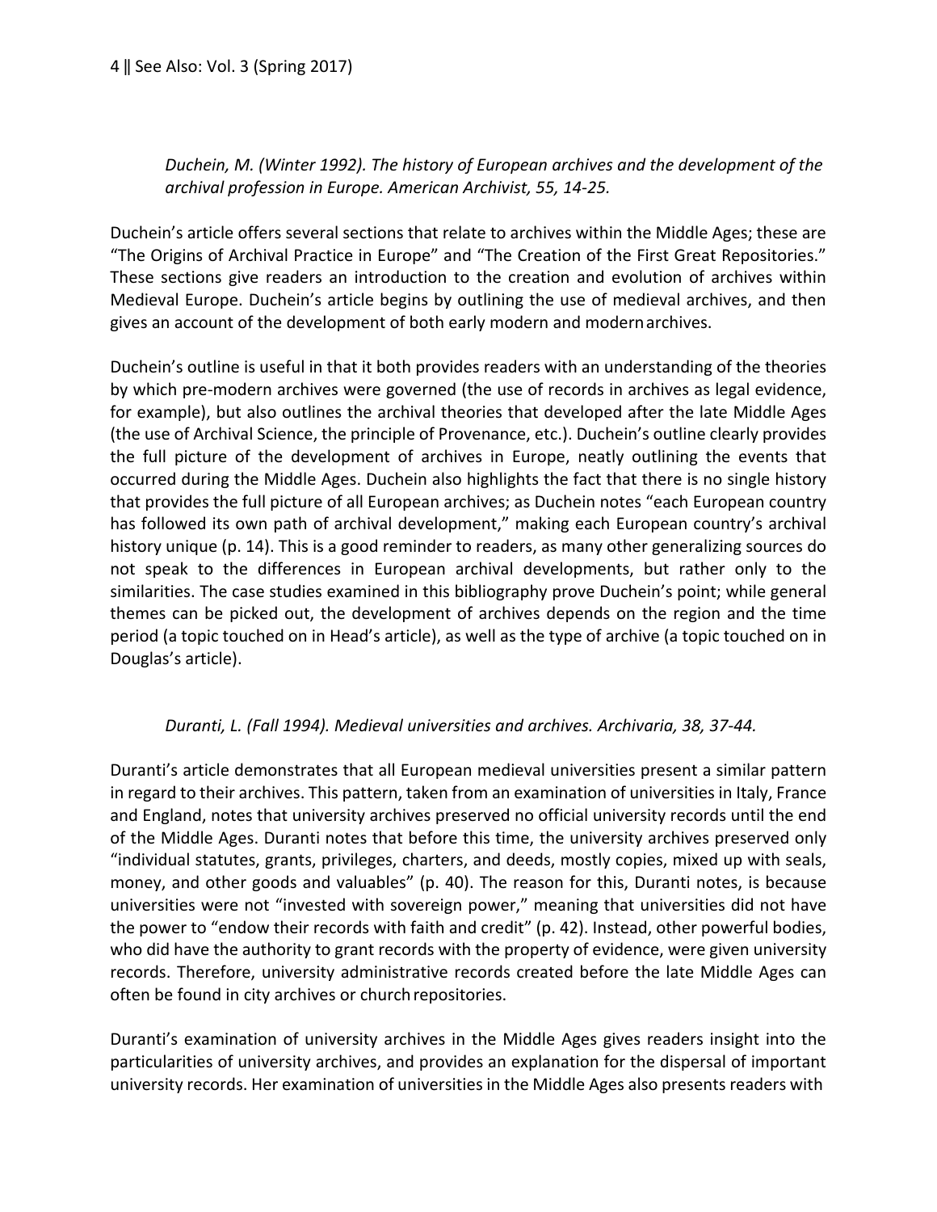*Duchein, M. (Winter 1992). The history of European archives and the development of the archival profession in Europe. American Archivist, 55, 14-25.*

Duchein's article offers several sections that relate to archives within the Middle Ages; these are "The Origins of Archival Practice in Europe" and "The Creation of the First Great Repositories." These sections give readers an introduction to the creation and evolution of archives within Medieval Europe. Duchein's article begins by outlining the use of medieval archives, and then gives an account of the development of both early modern and modern archives.

Duchein's outline is useful in that it both provides readers with an understanding of the theories by which pre-modern archives were governed (the use of records in archives as legal evidence, for example), but also outlines the archival theories that developed after the late Middle Ages (the use of Archival Science, the principle of Provenance, etc.). Duchein's outline clearly provides the full picture of the development of archives in Europe, neatly outlining the events that occurred during the Middle Ages. Duchein also highlights the fact that there is no single history that provides the full picture of all European archives; as Duchein notes "each European country has followed its own path of archival development," making each European country's archival history unique (p. 14). This is a good reminder to readers, as many other generalizing sources do not speak to the differences in European archival developments, but rather only to the similarities. The case studies examined in this bibliography prove Duchein's point; while general themes can be picked out, the development of archives depends on the region and the time period (a topic touched on in Head's article), as well as the type of archive (a topic touched on in Douglas's article).

*Duranti, L. (Fall 1994). Medieval universities and archives. Archivaria, 38, 37-44.*

Duranti's article demonstrates that all European medieval universities present a similar pattern in regard to their archives. This pattern, taken from an examination of universities in Italy, France and England, notes that university archives preserved no official university records until the end of the Middle Ages. Duranti notes that before this time, the university archives preserved only "individual statutes, grants, privileges, charters, and deeds, mostly copies, mixed up with seals, money, and other goods and valuables" (p. 40). The reason for this, Duranti notes, is because universities were not "invested with sovereign power," meaning that universities did not have the power to "endow their records with faith and credit" (p. 42). Instead, other powerful bodies, who did have the authority to grant records with the property of evidence, were given university records. Therefore, university administrative records created before the late Middle Ages can often be found in city archives or church repositories.

Duranti's examination of university archives in the Middle Ages gives readers insight into the particularities of university archives, and provides an explanation for the dispersal of important university records. Her examination of universities in the Middle Ages also presents readers with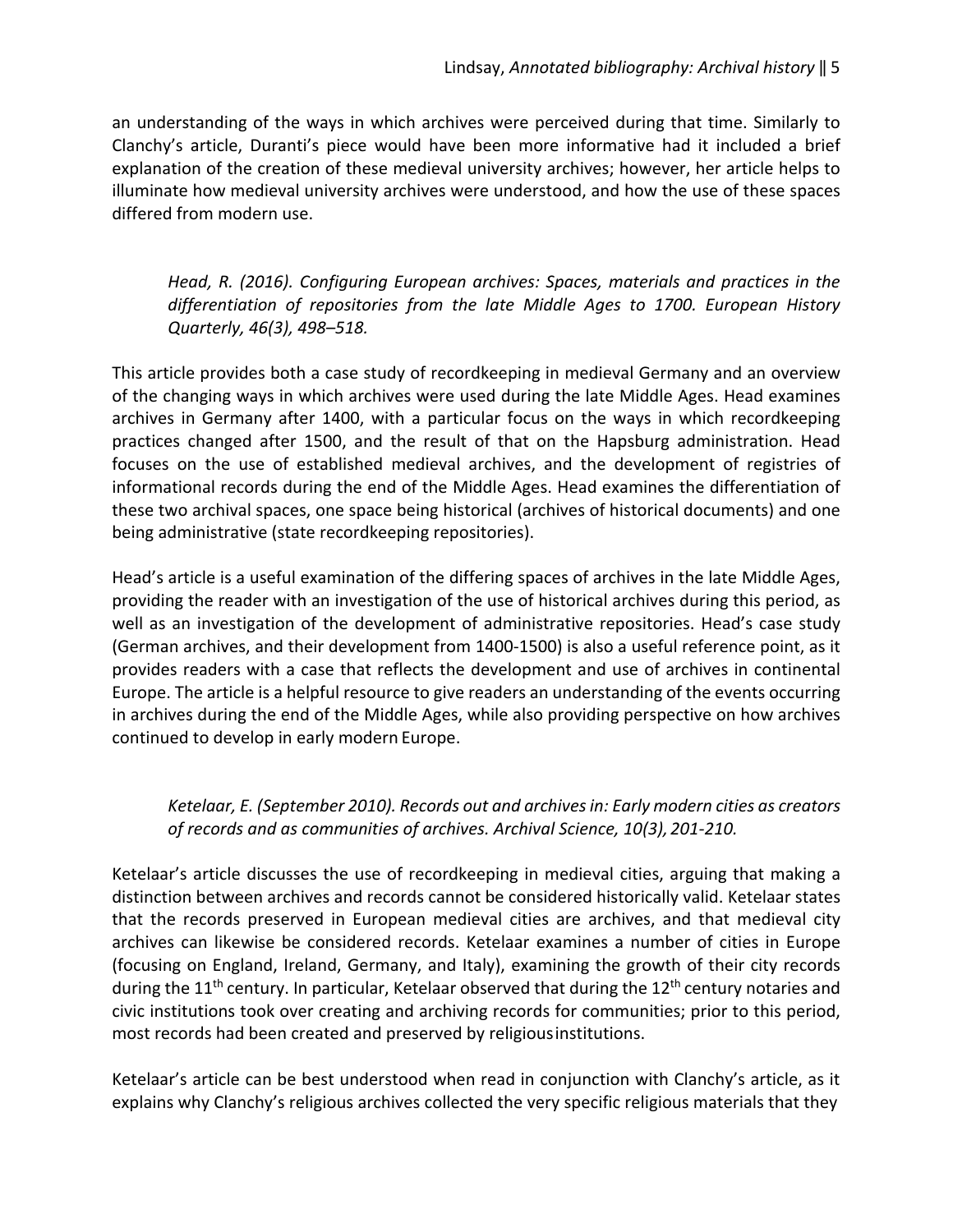an understanding of the ways in which archives were perceived during that time. Similarly to Clanchy's article, Duranti's piece would have been more informative had it included a brief explanation of the creation of these medieval university archives; however, her article helps to illuminate how medieval university archives were understood, and how the use of these spaces differed from modern use.

> *Head, R. (2016). Configuring European archives: Spaces, materials and practices in the differentiation of repositories from the late Middle Ages to 1700. European History Quarterly, 46(3), 498–518.*

This article provides both a case study of recordkeeping in medieval Germany and an overview of the changing ways in which archives were used during the late Middle Ages. Head examines archives in Germany after 1400, with a particular focus on the ways in which recordkeeping practices changed after 1500, and the result of that on the Hapsburg administration. Head focuses on the use of established medieval archives, and the development of registries of informational records during the end of the Middle Ages. Head examines the differentiation of these two archival spaces, one space being historical (archives of historical documents) and one being administrative (state recordkeeping repositories).

Head's article is a useful examination of the differing spaces of archives in the late Middle Ages, providing the reader with an investigation of the use of historical archives during this period, as well as an investigation of the development of administrative repositories. Head's case study (German archives, and their development from 1400-1500) is also a useful reference point, as it provides readers with a case that reflects the development and use of archives in continental Europe. The article is a helpful resource to give readers an understanding of the events occurring in archives during the end of the Middle Ages, while also providing perspective on how archives continued to develop in early modern Europe.

> *Ketelaar, E. (September 2010). Records out and archives in: Early modern cities as creators of records and as communities of archives. Archival Science, 10(3), 201-210.*

Ketelaar's article discusses the use of recordkeeping in medieval cities, arguing that making a distinction between archives and records cannot be considered historically valid. Ketelaar states that the records preserved in European medieval cities are archives, and that medieval city archives can likewise be considered records. Ketelaar examines a number of cities in Europe (focusing on England, Ireland, Germany, and Italy), examining the growth of their city records during the 11th century. In particular, Ketelaar observed that during the 12th century notaries and civic institutions took over creating and archiving records for communities; prior to this period, most records had been created and preserved by religious institutions.

Ketelaar's article can be best understood when read in conjunction with Clanchy's article, as it explains why Clanchy's religious archives collected the very specific religious materials that they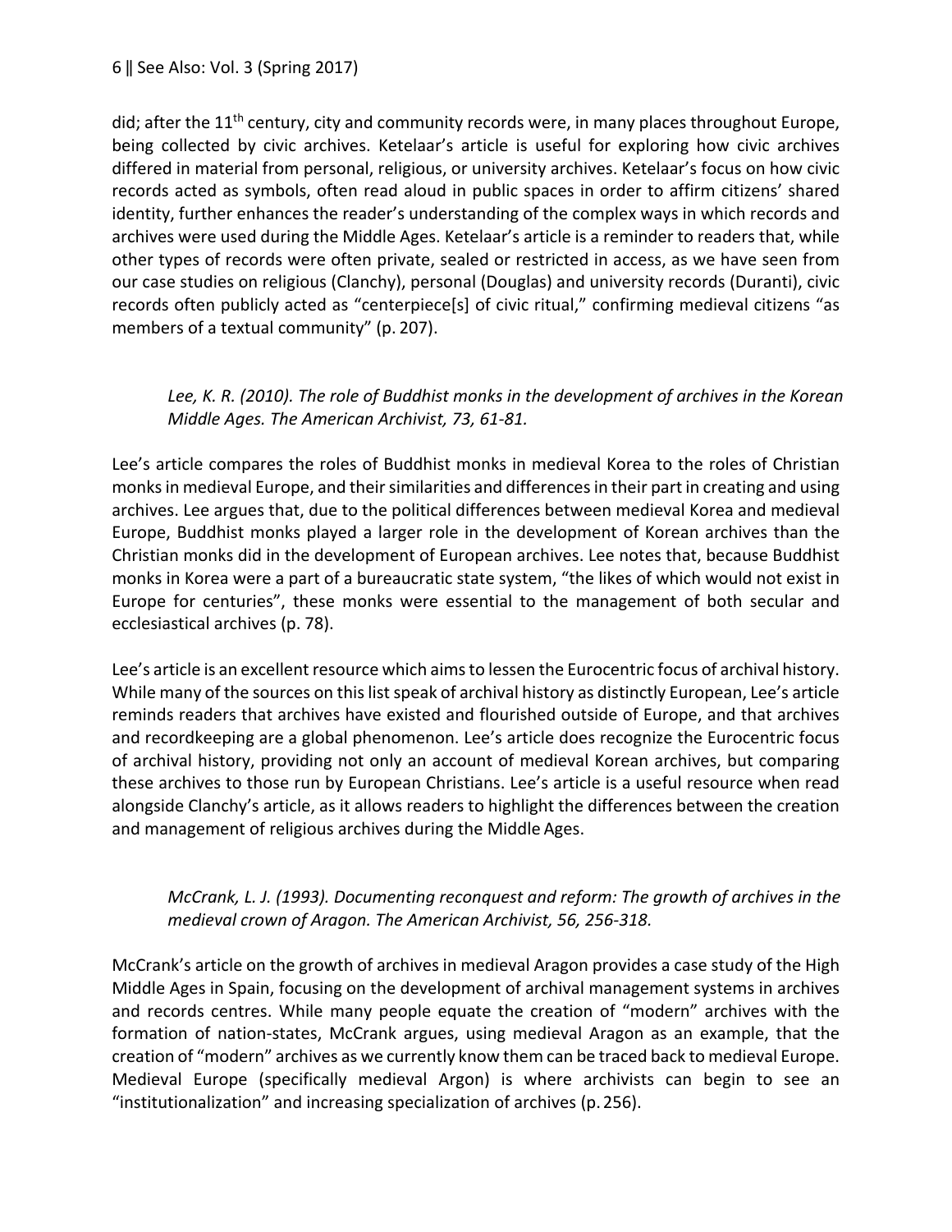did; after the 11th century, city and community records were, in many places throughout Europe, being collected by civic archives. Ketelaar's article is useful for exploring how civic archives differed in material from personal, religious, or university archives. Ketelaar's focus on how civic records acted as symbols, often read aloud in public spaces in order to affirm citizens' shared identity, further enhances the reader's understanding of the complex ways in which records and archives were used during the Middle Ages. Ketelaar's article is a reminder to readers that, while other types of records were often private, sealed or restricted in access, as we have seen from our case studies on religious (Clanchy), personal (Douglas) and university records (Duranti), civic records often publicly acted as "centerpiece[s] of civic ritual," confirming medieval citizens "as members of a textual community" (p. 207).

> *Lee, K. R. (2010). The role of Buddhist monks in the development of archives in the Korean Middle Ages. The American Archivist, 73, 61-81.*

Lee's article compares the roles of Buddhist monks in medieval Korea to the roles of Christian monks in medieval Europe, and their similarities and differences in their part in creating and using archives. Lee argues that, due to the political differences between medieval Korea and medieval Europe, Buddhist monks played a larger role in the development of Korean archives than the Christian monks did in the development of European archives. Lee notes that, because Buddhist monks in Korea were a part of a bureaucratic state system, "the likes of which would not exist in Europe for centuries", these monks were essential to the management of both secular and ecclesiastical archives (p. 78).

Lee's article is an excellent resource which aims to lessen the Eurocentric focus of archival history. While many of the sources on this list speak of archival history as distinctly European, Lee's article reminds readers that archives have existed and flourished outside of Europe, and that archives and recordkeeping are a global phenomenon. Lee's article does recognize the Eurocentric focus of archival history, providing not only an account of medieval Korean archives, but comparing these archives to those run by European Christians. Lee's article is a useful resource when read alongside Clanchy's article, as it allows readers to highlight the differences between the creation and management of religious archives during the Middle Ages.

> *McCrank, L. J. (1993). Documenting reconquest and reform: The growth of archives in the medieval crown of Aragon. The American Archivist, 56, 256-318.*

McCrank's article on the growth of archives in medieval Aragon provides a case study of the High Middle Ages in Spain, focusing on the development of archival management systems in archives and records centres. While many people equate the creation of "modern" archives with the formation of nation-states, McCrank argues, using medieval Aragon as an example, that the creation of "modern" archives as we currently know them can be traced back to medieval Europe. Medieval Europe (specifically medieval Argon) is where archivists can begin to see an "institutionalization" and increasing specialization of archives (p. 256).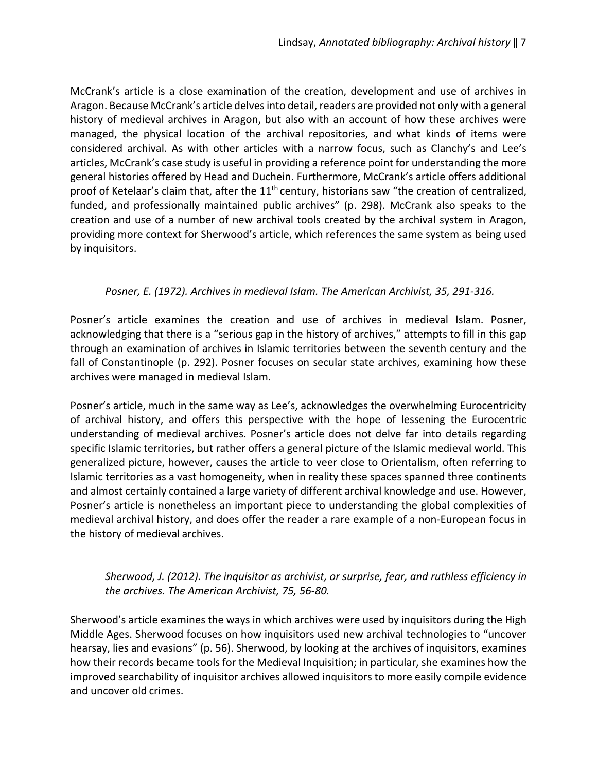McCrank's article is a close examination of the creation, development and use of archives in Aragon. Because McCrank's article delves into detail, readers are provided not only with a general history of medieval archives in Aragon, but also with an account of how these archives were managed, the physical location of the archival repositories, and what kinds of items were considered archival. As with other articles with a narrow focus, such as Clanchy's and Lee's articles, McCrank's case study is useful in providing a reference point for understanding the more general histories offered by Head and Duchein. Furthermore, McCrank's article offers additional proof of Ketelaar's claim that, after the 11th century, historians saw "the creation of centralized, funded, and professionally maintained public archives" (p. 298). McCrank also speaks to the creation and use of a number of new archival tools created by the archival system in Aragon, providing more context for Sherwood's article, which references the same system as being used by inquisitors.

*Posner, E. (1972). Archives in medieval Islam. The American Archivist, 35, 291-316.*

Posner's article examines the creation and use of archives in medieval Islam. Posner, acknowledging that there is a "serious gap in the history of archives," attempts to fill in this gap through an examination of archives in Islamic territories between the seventh century and the fall of Constantinople (p. 292). Posner focuses on secular state archives, examining how these archives were managed in medieval Islam.

Posner's article, much in the same way as Lee's, acknowledges the overwhelming Eurocentricity of archival history, and offers this perspective with the hope of lessening the Eurocentric understanding of medieval archives. Posner's article does not delve far into details regarding specific Islamic territories, but rather offers a general picture of the Islamic medieval world. This generalized picture, however, causes the article to veer close to Orientalism, often referring to Islamic territories as a vast homogeneity, when in reality these spaces spanned three continents and almost certainly contained a large variety of different archival knowledge and use. However, Posner's article is nonetheless an important piece to understanding the global complexities of medieval archival history, and does offer the reader a rare example of a non-European focus in the history of medieval archives.

*Sherwood, J. (2012). The inquisitor as archivist, or surprise, fear, and ruthless efficiency in the archives. The American Archivist, 75, 56-80.*

Sherwood's article examines the ways in which archives were used by inquisitors during the High Middle Ages. Sherwood focuses on how inquisitors used new archival technologies to "uncover hearsay, lies and evasions" (p. 56). Sherwood, by looking at the archives of inquisitors, examines how their records became tools for the Medieval Inquisition; in particular, she examines how the improved searchability of inquisitor archives allowed inquisitors to more easily compile evidence and uncover old crimes.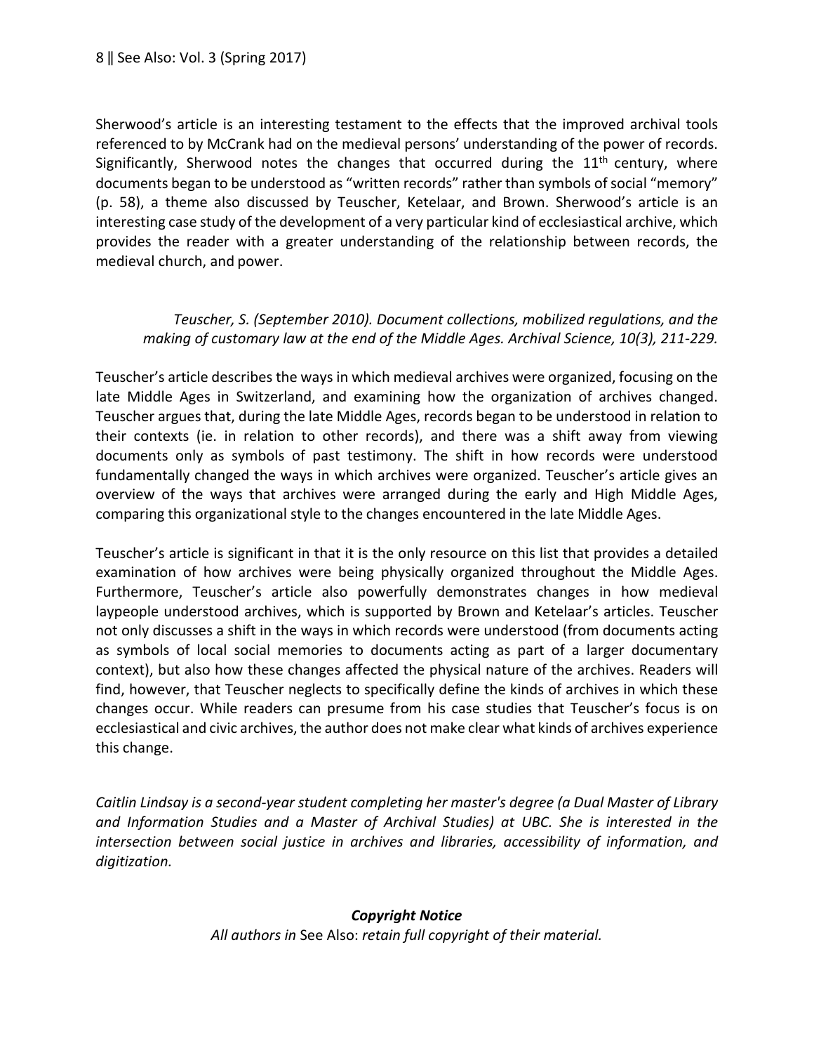Sherwood's article is an interesting testament to the effects that the improved archival tools referenced to by McCrank had on the medieval persons' understanding of the power of records. Significantly, Sherwood notes the changes that occurred during the 11th century, where documents began to be understood as "written records" rather than symbols of social "memory" (p. 58), a theme also discussed by Teuscher, Ketelaar, and Brown. Sherwood's article is an interesting case study of the development of a very particular kind of ecclesiastical archive, which provides the reader with a greater understanding of the relationship between records, the medieval church, and power.

*Teuscher, S. (September 2010). Document collections, mobilized regulations, and the making of customary law at the end of the Middle Ages. Archival Science, 10(3), 211-229.*

Teuscher's article describes the ways in which medieval archives were organized, focusing on the late Middle Ages in Switzerland, and examining how the organization of archives changed. Teuscher argues that, during the late Middle Ages, records began to be understood in relation to their contexts (ie. in relation to other records), and there was a shift away from viewing documents only as symbols of past testimony. The shift in how records were understood fundamentally changed the ways in which archives were organized. Teuscher's article gives an overview of the ways that archives were arranged during the early and High Middle Ages, comparing this organizational style to the changes encountered in the late Middle Ages.

Teuscher's article is significant in that it is the only resource on this list that provides a detailed examination of how archives were being physically organized throughout the Middle Ages. Furthermore, Teuscher's article also powerfully demonstrates changes in how medieval laypeople understood archives, which is supported by Brown and Ketelaar's articles. Teuscher not only discusses a shift in the ways in which records were understood (from documents acting as symbols of local social memories to documents acting as part of a larger documentary context), but also how these changes affected the physical nature of the archives. Readers will find, however, that Teuscher neglects to specifically define the kinds of archives in which these changes occur. While readers can presume from his case studies that Teuscher's focus is on ecclesiastical and civic archives, the author does not make clear what kinds of archives experience this change.

*Caitlin Lindsay is a second-year student completing her master's degree (a Dual Master of Library and Information Studies and a Master of Archival Studies) at UBC. She is interested in the intersection between social justice in archives and libraries, accessibility of information, and digitization.*

***Copyright Notice***

*All authors in* See Also: *retain full copyright of their material.*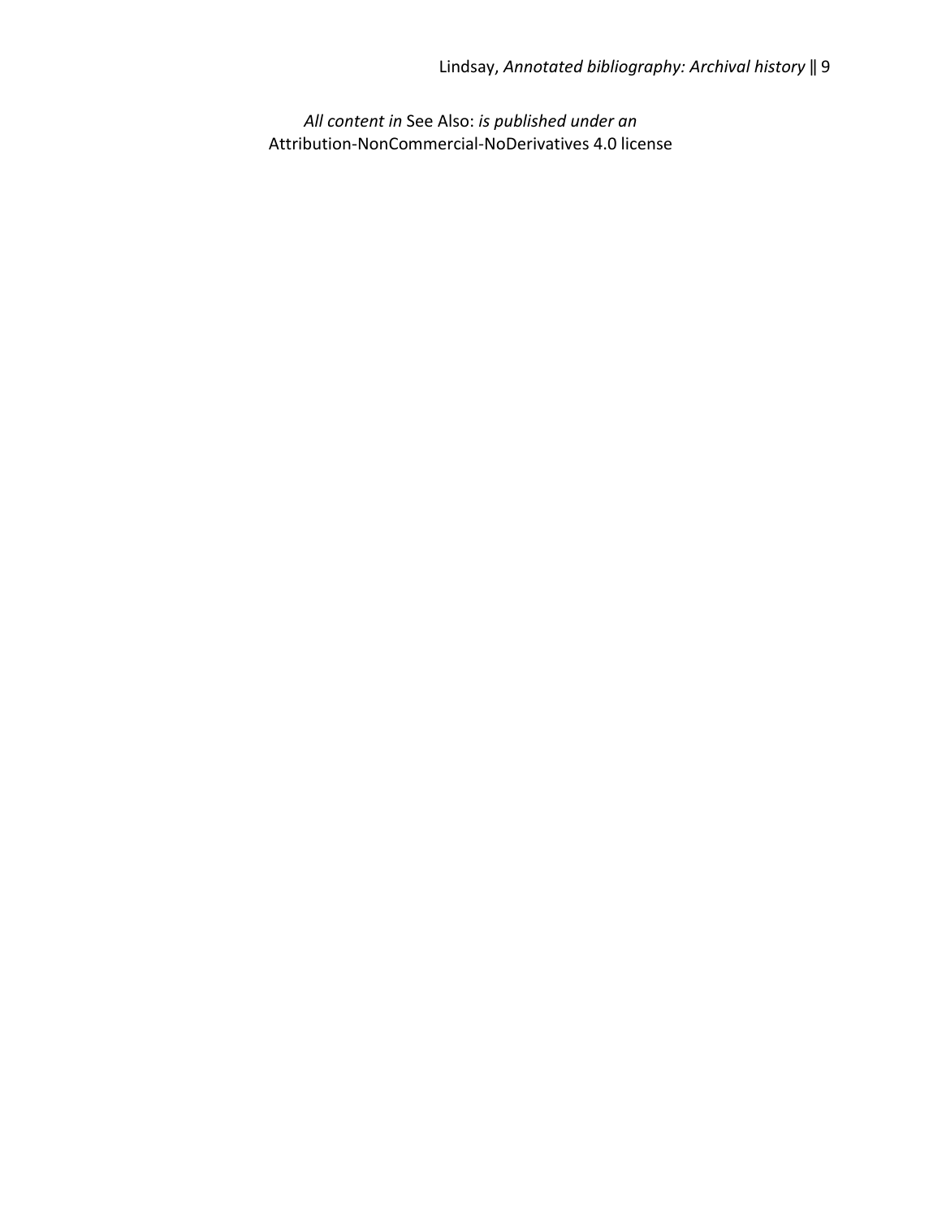*All content in* See Also: *is published under an* Attribution-NonCommercial-NoDerivatives 4.0 license